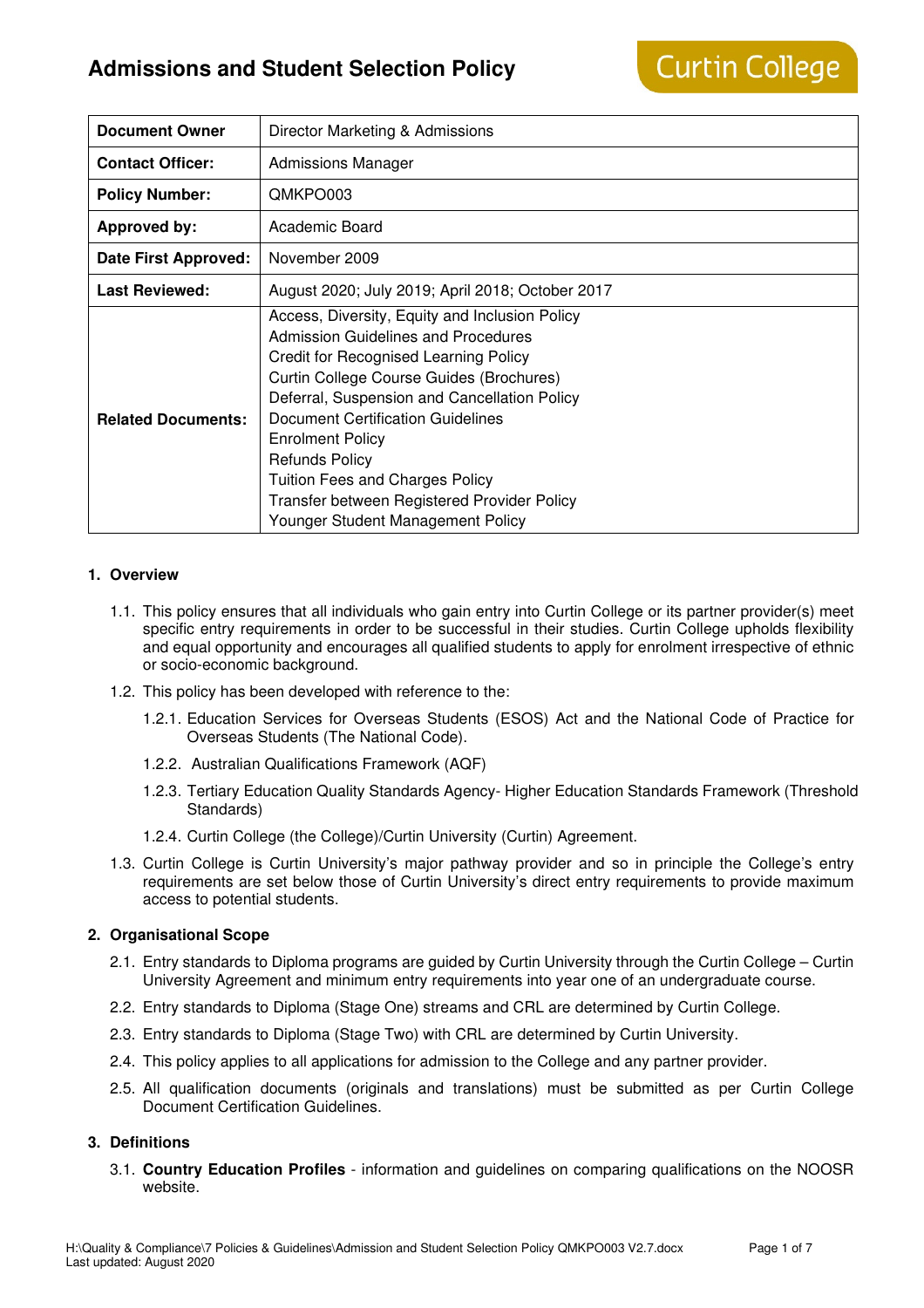# Admissions and Student Selection Policy

Curtin College

| | |
|---|---|
| **Document Owner** | Director Marketing & Admissions |
| **Contact Officer:** | Admissions Manager |
| **Policy Number:** | QMKPO003 |
| **Approved by:** | Academic Board |
| **Date First Approved:** | November 2009 |
| **Last Reviewed:** | August 2020; July 2019; April 2018; October 2017 |
| **Related Documents:** | Access, Diversity, Equity and Inclusion Policy<br>Admission Guidelines and Procedures<br>Credit for Recognised Learning Policy<br>Curtin College Course Guides (Brochures)<br>Deferral, Suspension and Cancellation Policy<br>Document Certification Guidelines<br>Enrolment Policy<br>Refunds Policy<br>Tuition Fees and Charges Policy<br>Transfer between Registered Provider Policy<br>Younger Student Management Policy |

## 1. Overview

1.1. This policy ensures that all individuals who gain entry into Curtin College or its partner provider(s) meet specific entry requirements in order to be successful in their studies. Curtin College upholds flexibility and equal opportunity and encourages all qualified students to apply for enrolment irrespective of ethnic or socio-economic background.

1.2. This policy has been developed with reference to the:

1.2.1. Education Services for Overseas Students (ESOS) Act and the National Code of Practice for Overseas Students (The National Code).

1.2.2. Australian Qualifications Framework (AQF)

1.2.3. Tertiary Education Quality Standards Agency- Higher Education Standards Framework (Threshold Standards)

1.2.4. Curtin College (the College)/Curtin University (Curtin) Agreement.

1.3. Curtin College is Curtin University's major pathway provider and so in principle the College's entry requirements are set below those of Curtin University's direct entry requirements to provide maximum access to potential students.

## 2. Organisational Scope

2.1. Entry standards to Diploma programs are guided by Curtin University through the Curtin College – Curtin University Agreement and minimum entry requirements into year one of an undergraduate course.

2.2. Entry standards to Diploma (Stage One) streams and CRL are determined by Curtin College.

2.3. Entry standards to Diploma (Stage Two) with CRL are determined by Curtin University.

2.4. This policy applies to all applications for admission to the College and any partner provider.

2.5. All qualification documents (originals and translations) must be submitted as per Curtin College Document Certification Guidelines.

## 3. Definitions

3.1. **Country Education Profiles** - information and guidelines on comparing qualifications on the NOOSR website.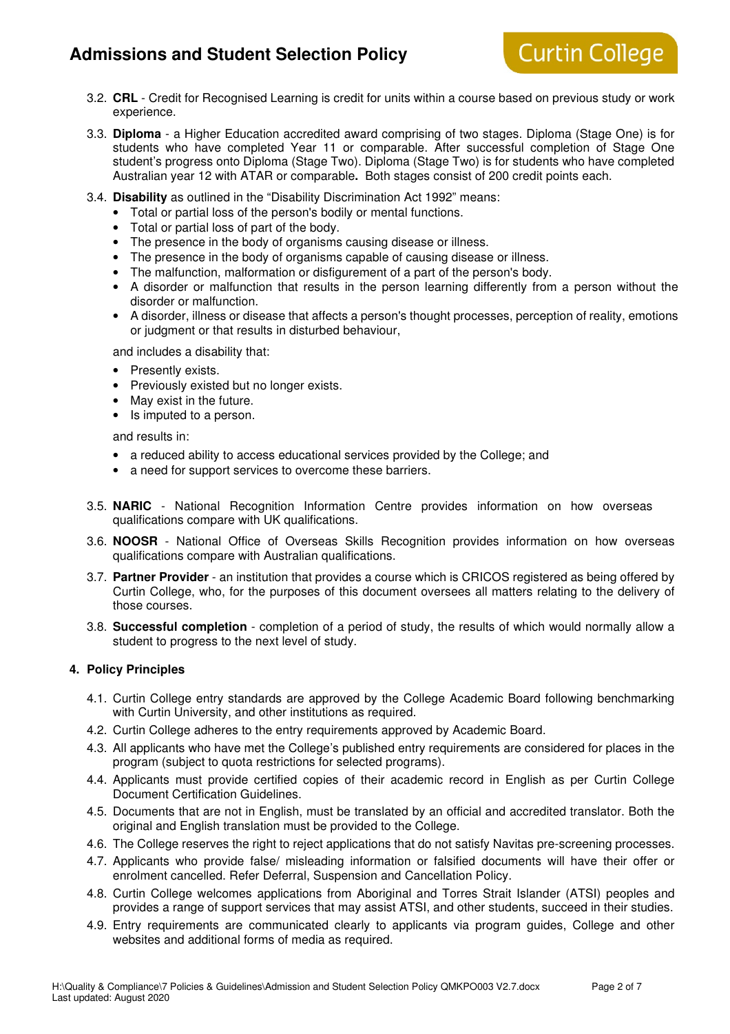3.2. **CRL** - Credit for Recognised Learning is credit for units within a course based on previous study or work experience.

3.3. **Diploma** - a Higher Education accredited award comprising of two stages. Diploma (Stage One) is for students who have completed Year 11 or comparable. After successful completion of Stage One student's progress onto Diploma (Stage Two). Diploma (Stage Two) is for students who have completed Australian year 12 with ATAR or comparable**.** Both stages consist of 200 credit points each.

3.4. **Disability** as outlined in the "Disability Discrimination Act 1992" means:

- Total or partial loss of the person's bodily or mental functions.
- Total or partial loss of part of the body.
- The presence in the body of organisms causing disease or illness.
- The presence in the body of organisms capable of causing disease or illness.
- The malfunction, malformation or disfigurement of a part of the person's body.
- A disorder or malfunction that results in the person learning differently from a person without the disorder or malfunction.
- A disorder, illness or disease that affects a person's thought processes, perception of reality, emotions or judgment or that results in disturbed behaviour,

and includes a disability that:

- Presently exists.
- Previously existed but no longer exists.
- May exist in the future.
- Is imputed to a person.

and results in:

- a reduced ability to access educational services provided by the College; and
- a need for support services to overcome these barriers.

3.5. **NARIC** - National Recognition Information Centre provides information on how overseas qualifications compare with UK qualifications.

3.6. **NOOSR** - National Office of Overseas Skills Recognition provides information on how overseas qualifications compare with Australian qualifications.

3.7. **Partner Provider** - an institution that provides a course which is CRICOS registered as being offered by Curtin College, who, for the purposes of this document oversees all matters relating to the delivery of those courses.

3.8. **Successful completion** - completion of a period of study, the results of which would normally allow a student to progress to the next level of study.

## 4. Policy Principles

4.1. Curtin College entry standards are approved by the College Academic Board following benchmarking with Curtin University, and other institutions as required.

4.2. Curtin College adheres to the entry requirements approved by Academic Board.

4.3. All applicants who have met the College's published entry requirements are considered for places in the program (subject to quota restrictions for selected programs).

4.4. Applicants must provide certified copies of their academic record in English as per Curtin College Document Certification Guidelines.

4.5. Documents that are not in English, must be translated by an official and accredited translator. Both the original and English translation must be provided to the College.

4.6. The College reserves the right to reject applications that do not satisfy Navitas pre-screening processes.

4.7. Applicants who provide false/ misleading information or falsified documents will have their offer or enrolment cancelled. Refer Deferral, Suspension and Cancellation Policy.

4.8. Curtin College welcomes applications from Aboriginal and Torres Strait Islander (ATSI) peoples and provides a range of support services that may assist ATSI, and other students, succeed in their studies.

4.9. Entry requirements are communicated clearly to applicants via program guides, College and other websites and additional forms of media as required.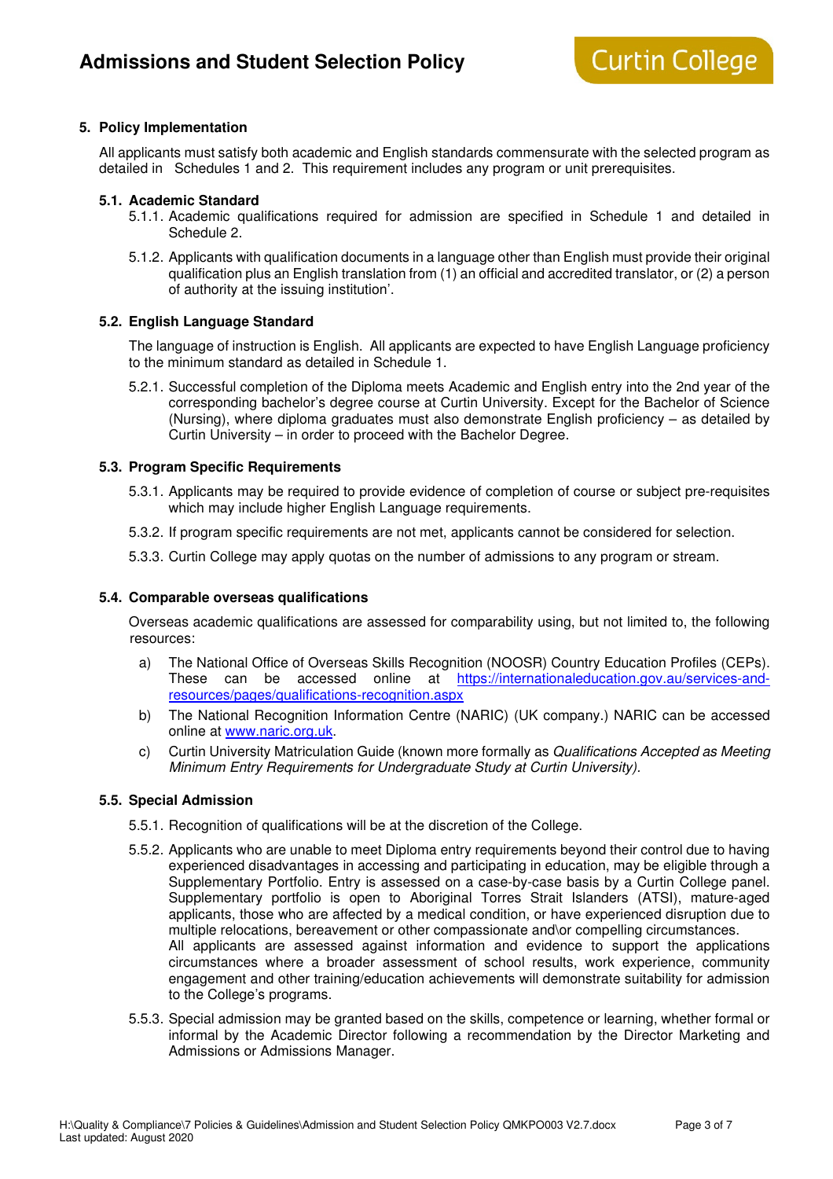## 5. Policy Implementation

All applicants must satisfy both academic and English standards commensurate with the selected program as detailed in Schedules 1 and 2. This requirement includes any program or unit prerequisites.

### 5.1. Academic Standard

5.1.1. Academic qualifications required for admission are specified in Schedule 1 and detailed in Schedule 2.

5.1.2. Applicants with qualification documents in a language other than English must provide their original qualification plus an English translation from (1) an official and accredited translator, or (2) a person of authority at the issuing institution'.

### 5.2. English Language Standard

The language of instruction is English. All applicants are expected to have English Language proficiency to the minimum standard as detailed in Schedule 1.

5.2.1. Successful completion of the Diploma meets Academic and English entry into the 2nd year of the corresponding bachelor's degree course at Curtin University. Except for the Bachelor of Science (Nursing), where diploma graduates must also demonstrate English proficiency – as detailed by Curtin University – in order to proceed with the Bachelor Degree.

### 5.3. Program Specific Requirements

5.3.1. Applicants may be required to provide evidence of completion of course or subject pre-requisites which may include higher English Language requirements.

5.3.2. If program specific requirements are not met, applicants cannot be considered for selection.

5.3.3. Curtin College may apply quotas on the number of admissions to any program or stream.

### 5.4. Comparable overseas qualifications

Overseas academic qualifications are assessed for comparability using, but not limited to, the following resources:

a) The National Office of Overseas Skills Recognition (NOOSR) Country Education Profiles (CEPs). These can be accessed online at https://internationaleducation.gov.au/services-and-resources/pages/qualifications-recognition.aspx

b) The National Recognition Information Centre (NARIC) (UK company.) NARIC can be accessed online at www.naric.org.uk.

c) Curtin University Matriculation Guide (known more formally as *Qualifications Accepted as Meeting Minimum Entry Requirements for Undergraduate Study at Curtin University).*

### 5.5. Special Admission

5.5.1. Recognition of qualifications will be at the discretion of the College.

5.5.2. Applicants who are unable to meet Diploma entry requirements beyond their control due to having experienced disadvantages in accessing and participating in education, may be eligible through a Supplementary Portfolio. Entry is assessed on a case-by-case basis by a Curtin College panel. Supplementary portfolio is open to Aboriginal Torres Strait Islanders (ATSI), mature-aged applicants, those who are affected by a medical condition, or have experienced disruption due to multiple relocations, bereavement or other compassionate and\or compelling circumstances.
All applicants are assessed against information and evidence to support the applications circumstances where a broader assessment of school results, work experience, community engagement and other training/education achievements will demonstrate suitability for admission to the College's programs.

5.5.3. Special admission may be granted based on the skills, competence or learning, whether formal or informal by the Academic Director following a recommendation by the Director Marketing and Admissions or Admissions Manager.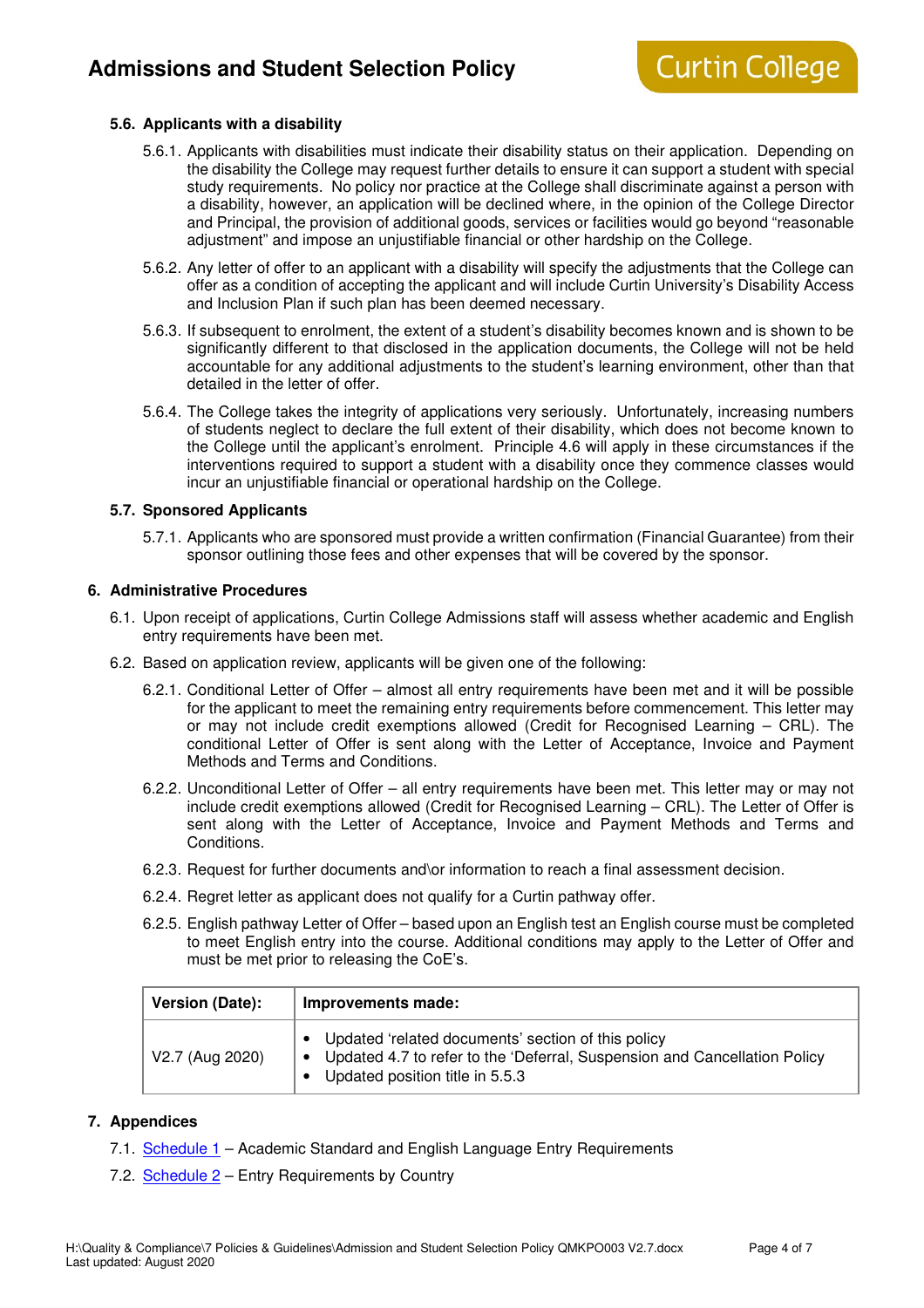### 5.6. Applicants with a disability

5.6.1. Applicants with disabilities must indicate their disability status on their application. Depending on the disability the College may request further details to ensure it can support a student with special study requirements. No policy nor practice at the College shall discriminate against a person with a disability, however, an application will be declined where, in the opinion of the College Director and Principal, the provision of additional goods, services or facilities would go beyond "reasonable adjustment" and impose an unjustifiable financial or other hardship on the College.

5.6.2. Any letter of offer to an applicant with a disability will specify the adjustments that the College can offer as a condition of accepting the applicant and will include Curtin University's Disability Access and Inclusion Plan if such plan has been deemed necessary.

5.6.3. If subsequent to enrolment, the extent of a student's disability becomes known and is shown to be significantly different to that disclosed in the application documents, the College will not be held accountable for any additional adjustments to the student's learning environment, other than that detailed in the letter of offer.

5.6.4. The College takes the integrity of applications very seriously. Unfortunately, increasing numbers of students neglect to declare the full extent of their disability, which does not become known to the College until the applicant's enrolment. Principle 4.6 will apply in these circumstances if the interventions required to support a student with a disability once they commence classes would incur an unjustifiable financial or operational hardship on the College.

### 5.7. Sponsored Applicants

5.7.1. Applicants who are sponsored must provide a written confirmation (Financial Guarantee) from their sponsor outlining those fees and other expenses that will be covered by the sponsor.

## 6. Administrative Procedures

6.1. Upon receipt of applications, Curtin College Admissions staff will assess whether academic and English entry requirements have been met.

6.2. Based on application review, applicants will be given one of the following:

6.2.1. Conditional Letter of Offer – almost all entry requirements have been met and it will be possible for the applicant to meet the remaining entry requirements before commencement. This letter may or may not include credit exemptions allowed (Credit for Recognised Learning – CRL). The conditional Letter of Offer is sent along with the Letter of Acceptance, Invoice and Payment Methods and Terms and Conditions.

6.2.2. Unconditional Letter of Offer – all entry requirements have been met. This letter may or may not include credit exemptions allowed (Credit for Recognised Learning – CRL). The Letter of Offer is sent along with the Letter of Acceptance, Invoice and Payment Methods and Terms and Conditions.

6.2.3. Request for further documents and\or information to reach a final assessment decision.

6.2.4. Regret letter as applicant does not qualify for a Curtin pathway offer.

6.2.5. English pathway Letter of Offer – based upon an English test an English course must be completed to meet English entry into the course. Additional conditions may apply to the Letter of Offer and must be met prior to releasing the CoE's.

| Version (Date): | Improvements made: |
|---|---|
| V2.7 (Aug 2020) | • Updated 'related documents' section of this policy<br>• Updated 4.7 to refer to the 'Deferral, Suspension and Cancellation Policy<br>• Updated position title in 5.5.3 |

## 7. Appendices

7.1. Schedule 1 – Academic Standard and English Language Entry Requirements

7.2. Schedule 2 – Entry Requirements by Country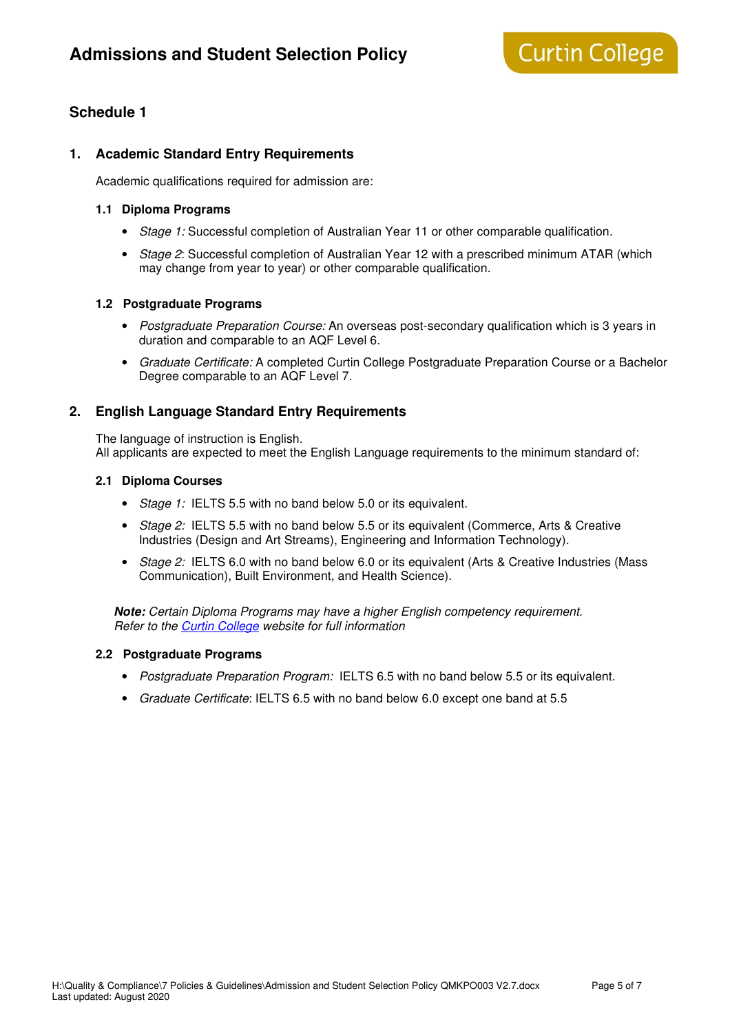## Schedule 1

### 1. Academic Standard Entry Requirements

Academic qualifications required for admission are:

#### 1.1 Diploma Programs

- *Stage 1:* Successful completion of Australian Year 11 or other comparable qualification.
- *Stage 2*: Successful completion of Australian Year 12 with a prescribed minimum ATAR (which may change from year to year) or other comparable qualification.

#### 1.2 Postgraduate Programs

- *Postgraduate Preparation Course:* An overseas post-secondary qualification which is 3 years in duration and comparable to an AQF Level 6.
- *Graduate Certificate:* A completed Curtin College Postgraduate Preparation Course or a Bachelor Degree comparable to an AQF Level 7.

### 2. English Language Standard Entry Requirements

The language of instruction is English.
All applicants are expected to meet the English Language requirements to the minimum standard of:

#### 2.1 Diploma Courses

- *Stage 1:* IELTS 5.5 with no band below 5.0 or its equivalent.
- *Stage 2:* IELTS 5.5 with no band below 5.5 or its equivalent (Commerce, Arts & Creative Industries (Design and Art Streams), Engineering and Information Technology).
- *Stage 2:* IELTS 6.0 with no band below 6.0 or its equivalent (Arts & Creative Industries (Mass Communication), Built Environment, and Health Science).

***Note:*** *Certain Diploma Programs may have a higher English competency requirement. Refer to the [Curtin College](Curtin College) website for full information*

#### 2.2 Postgraduate Programs

- *Postgraduate Preparation Program:* IELTS 6.5 with no band below 5.5 or its equivalent.
- *Graduate Certificate*: IELTS 6.5 with no band below 6.0 except one band at 5.5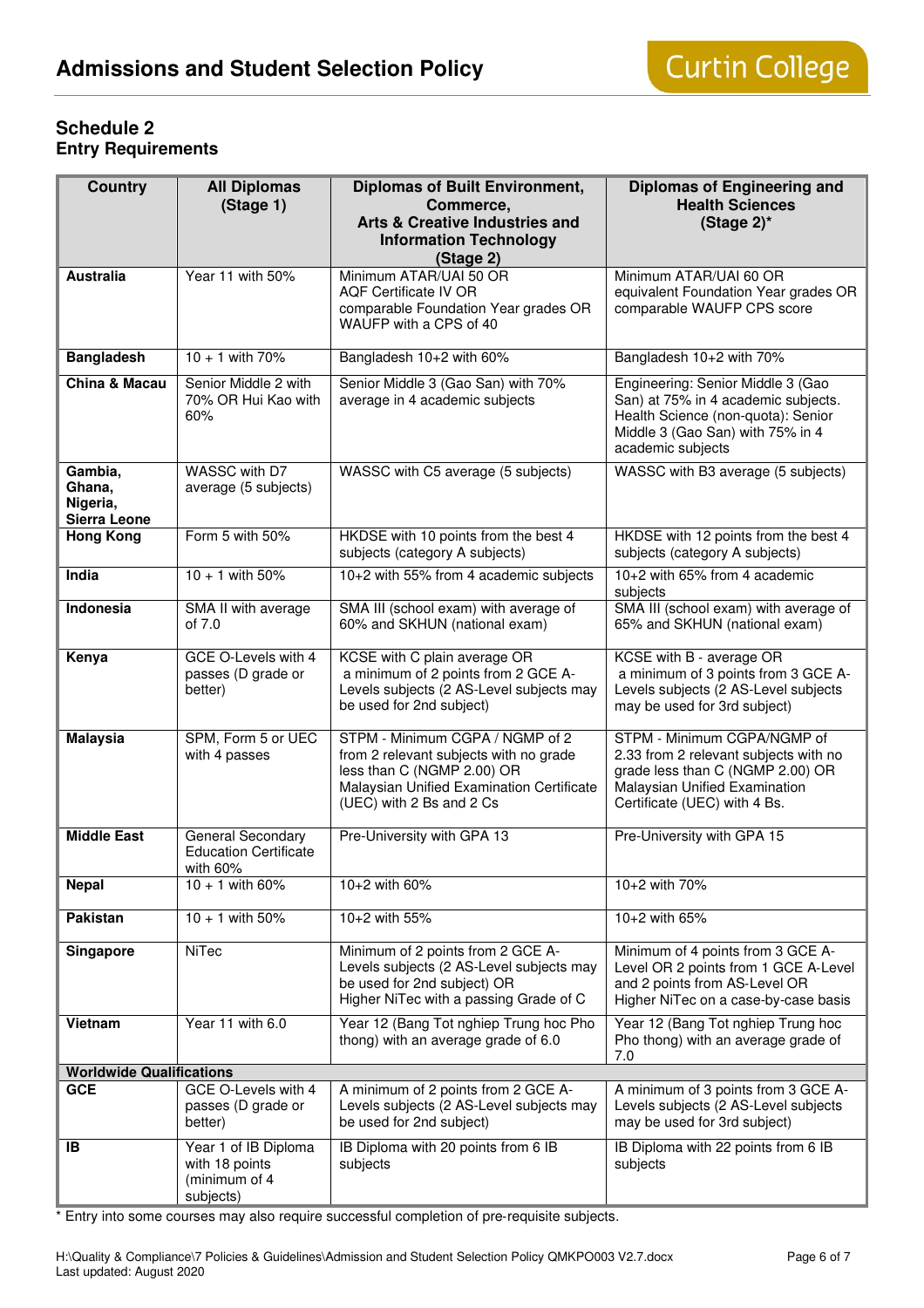## Schedule 2
### Entry Requirements

| Country | All Diplomas (Stage 1) | Diplomas of Built Environment, Commerce, Arts & Creative Industries and Information Technology (Stage 2) | Diplomas of Engineering and Health Sciences (Stage 2)* |
|---|---|---|---|
| **Australia** | Year 11 with 50% | Minimum ATAR/UAI 50 OR AQF Certificate IV OR comparable Foundation Year grades OR WAUFP with a CPS of 40 | Minimum ATAR/UAI 60 OR equivalent Foundation Year grades OR comparable WAUFP CPS score |
| **Bangladesh** | 10 + 1 with 70% | Bangladesh 10+2 with 60% | Bangladesh 10+2 with 70% |
| **China & Macau** | Senior Middle 2 with 70% OR Hui Kao with 60% | Senior Middle 3 (Gao San) with 70% average in 4 academic subjects | Engineering: Senior Middle 3 (Gao San) at 75% in 4 academic subjects. Health Science (non-quota): Senior Middle 3 (Gao San) with 75% in 4 academic subjects |
| **Gambia, Ghana, Nigeria, Sierra Leone** | WASSC with D7 average (5 subjects) | WASSC with C5 average (5 subjects) | WASSC with B3 average (5 subjects) |
| **Hong Kong** | Form 5 with 50% | HKDSE with 10 points from the best 4 subjects (category A subjects) | HKDSE with 12 points from the best 4 subjects (category A subjects) |
| **India** | 10 + 1 with 50% | 10+2 with 55% from 4 academic subjects | 10+2 with 65% from 4 academic subjects |
| **Indonesia** | SMA II with average of 7.0 | SMA III (school exam) with average of 60% and SKHUN (national exam) | SMA III (school exam) with average of 65% and SKHUN (national exam) |
| **Kenya** | GCE O-Levels with 4 passes (D grade or better) | KCSE with C plain average OR a minimum of 2 points from 2 GCE A-Levels subjects (2 AS-Level subjects may be used for 2nd subject) | KCSE with B - average OR a minimum of 3 points from 3 GCE A-Levels subjects (2 AS-Level subjects may be used for 3rd subject) |
| **Malaysia** | SPM, Form 5 or UEC with 4 passes | STPM - Minimum CGPA / NGMP of 2 from 2 relevant subjects with no grade less than C (NGMP 2.00) OR Malaysian Unified Examination Certificate (UEC) with 2 Bs and 2 Cs | STPM - Minimum CGPA/NGMP of 2.33 from 2 relevant subjects with no grade less than C (NGMP 2.00) OR Malaysian Unified Examination Certificate (UEC) with 4 Bs. |
| **Middle East** | General Secondary Education Certificate with 60% | Pre-University with GPA 13 | Pre-University with GPA 15 |
| **Nepal** | 10 + 1 with 60% | 10+2 with 60% | 10+2 with 70% |
| **Pakistan** | 10 + 1 with 50% | 10+2 with 55% | 10+2 with 65% |
| **Singapore** | NiTec | Minimum of 2 points from 2 GCE A-Levels subjects (2 AS-Level subjects may be used for 2nd subject) OR Higher NiTec with a passing Grade of C | Minimum of 4 points from 3 GCE A-Level OR 2 points from 1 GCE A-Level and 2 points from AS-Level OR Higher NiTec on a case-by-case basis |
| **Vietnam** | Year 11 with 6.0 | Year 12 (Bang Tot nghiep Trung hoc Pho thong) with an average grade of 6.0 | Year 12 (Bang Tot nghiep Trung hoc Pho thong) with an average grade of 7.0 |
| **Worldwide Qualifications** | | | |
| **GCE** | GCE O-Levels with 4 passes (D grade or better) | A minimum of 2 points from 2 GCE A-Levels subjects (2 AS-Level subjects may be used for 2nd subject) | A minimum of 3 points from 3 GCE A-Levels subjects (2 AS-Level subjects may be used for 3rd subject) |
| **IB** | Year 1 of IB Diploma with 18 points (minimum of 4 subjects) | IB Diploma with 20 points from 6 IB subjects | IB Diploma with 22 points from 6 IB subjects |

* Entry into some courses may also require successful completion of pre-requisite subjects.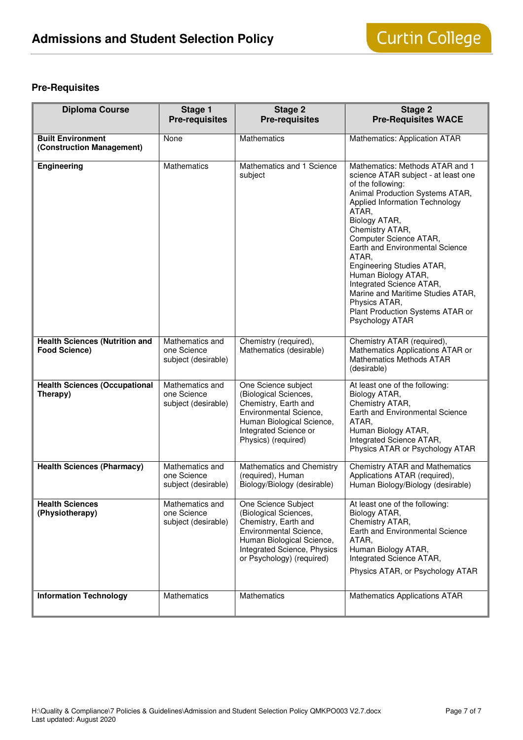## Pre-Requisites

| Diploma Course | Stage 1 Pre-requisites | Stage 2 Pre-requisites | Stage 2 Pre-Requisites WACE |
|---|---|---|---|
| **Built Environment (Construction Management)** | None | Mathematics | Mathematics: Application ATAR |
| **Engineering** | Mathematics | Mathematics and 1 Science subject | Mathematics: Methods ATAR and 1 science ATAR subject - at least one of the following: Animal Production Systems ATAR, Applied Information Technology ATAR, Biology ATAR, Chemistry ATAR, Computer Science ATAR, Earth and Environmental Science ATAR, Engineering Studies ATAR, Human Biology ATAR, Integrated Science ATAR, Marine and Maritime Studies ATAR, Physics ATAR, Plant Production Systems ATAR or Psychology ATAR |
| **Health Sciences (Nutrition and Food Science)** | Mathematics and one Science subject (desirable) | Chemistry (required), Mathematics (desirable) | Chemistry ATAR (required), Mathematics Applications ATAR or Mathematics Methods ATAR (desirable) |
| **Health Sciences (Occupational Therapy)** | Mathematics and one Science subject (desirable) | One Science subject (Biological Sciences, Chemistry, Earth and Environmental Science, Human Biological Science, Integrated Science or Physics) (required) | At least one of the following: Biology ATAR, Chemistry ATAR, Earth and Environmental Science ATAR, Human Biology ATAR, Integrated Science ATAR, Physics ATAR or Psychology ATAR |
| **Health Sciences (Pharmacy)** | Mathematics and one Science subject (desirable) | Mathematics and Chemistry (required), Human Biology/Biology (desirable) | Chemistry ATAR and Mathematics Applications ATAR (required), Human Biology/Biology (desirable) |
| **Health Sciences (Physiotherapy)** | Mathematics and one Science subject (desirable) | One Science Subject (Biological Sciences, Chemistry, Earth and Environmental Science, Human Biological Science, Integrated Science, Physics or Psychology) (required) | At least one of the following: Biology ATAR, Chemistry ATAR, Earth and Environmental Science ATAR, Human Biology ATAR, Integrated Science ATAR, Physics ATAR, or Psychology ATAR |
| **Information Technology** | Mathematics | Mathematics | Mathematics Applications ATAR |

H:\Quality & Compliance\7 Policies & Guidelines\Admission and Student Selection Policy QMKPO003 V2.7.docx
Last updated: August 2020